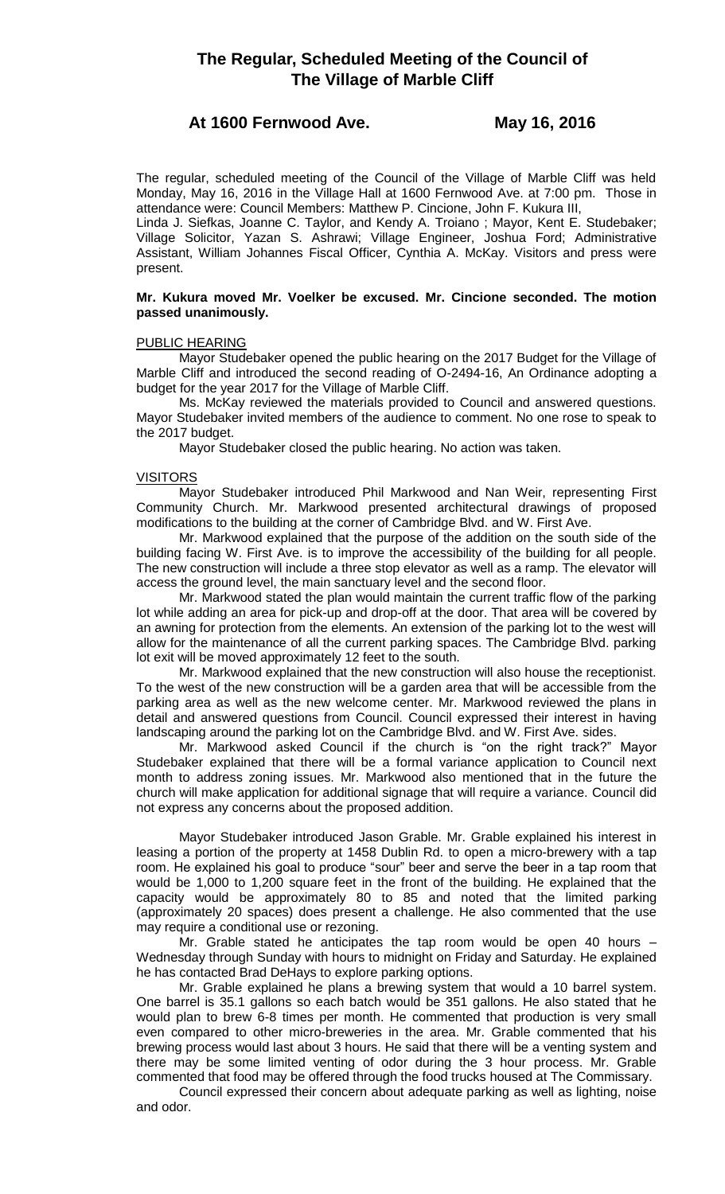# The Regular, Scheduled Meeting of the Council of The Village of Marble Cliff

## At 1600 Fernwood Ave. May 16, 2016

The regular, scheduled meeting of the Council of the Village of Marble Cliff was held Monday, May 16, 2016 in the Village Hall at 1600 Fernwood Ave. at 7:00 pm. Those in attendance were: Council Members: Matthew P. Cincione, John F. Kukura III, Linda J. Siefkas, Joanne C. Taylor, and Kendy A. Troiano ; Mayor, Kent E. Studebaker; Village Solicitor, Yazan S. Ashrawi; Village Engineer, Joshua Ford; Administrative Assistant, William Johannes Fiscal Officer, Cynthia A. McKay. Visitors and press were present.

**Mr. Kukura moved Mr. Voelker be excused. Mr. Cincione seconded. The motion passed unanimously.**

PUBLIC HEARING

Mayor Studebaker opened the public hearing on the 2017 Budget for the Village of Marble Cliff and introduced the second reading of O-2494-16, An Ordinance adopting a budget for the year 2017 for the Village of Marble Cliff.

Ms. McKay reviewed the materials provided to Council and answered questions. Mayor Studebaker invited members of the audience to comment. No one rose to speak to the 2017 budget.

Mayor Studebaker closed the public hearing. No action was taken.

VISITORS

Mayor Studebaker introduced Phil Markwood and Nan Weir, representing First Community Church. Mr. Markwood presented architectural drawings of proposed modifications to the building at the corner of Cambridge Blvd. and W. First Ave.

Mr. Markwood explained that the purpose of the addition on the south side of the building facing W. First Ave. is to improve the accessibility of the building for all people. The new construction will include a three stop elevator as well as a ramp. The elevator will access the ground level, the main sanctuary level and the second floor.

Mr. Markwood stated the plan would maintain the current traffic flow of the parking lot while adding an area for pick-up and drop-off at the door. That area will be covered by an awning for protection from the elements. An extension of the parking lot to the west will allow for the maintenance of all the current parking spaces. The Cambridge Blvd. parking lot exit will be moved approximately 12 feet to the south.

Mr. Markwood explained that the new construction will also house the receptionist. To the west of the new construction will be a garden area that will be accessible from the parking area as well as the new welcome center. Mr. Markwood reviewed the plans in detail and answered questions from Council. Council expressed their interest in having landscaping around the parking lot on the Cambridge Blvd. and W. First Ave. sides.

Mr. Markwood asked Council if the church is "on the right track?" Mayor Studebaker explained that there will be a formal variance application to Council next month to address zoning issues. Mr. Markwood also mentioned that in the future the church will make application for additional signage that will require a variance. Council did not express any concerns about the proposed addition.

Mayor Studebaker introduced Jason Grable. Mr. Grable explained his interest in leasing a portion of the property at 1458 Dublin Rd. to open a micro-brewery with a tap room. He explained his goal to produce "sour" beer and serve the beer in a tap room that would be 1,000 to 1,200 square feet in the front of the building. He explained that the capacity would be approximately 80 to 85 and noted that the limited parking (approximately 20 spaces) does present a challenge. He also commented that the use may require a conditional use or rezoning.

Mr. Grable stated he anticipates the tap room would be open 40 hours – Wednesday through Sunday with hours to midnight on Friday and Saturday. He explained he has contacted Brad DeHays to explore parking options.

Mr. Grable explained he plans a brewing system that would a 10 barrel system. One barrel is 35.1 gallons so each batch would be 351 gallons. He also stated that he would plan to brew 6-8 times per month. He commented that production is very small even compared to other micro-breweries in the area. Mr. Grable commented that his brewing process would last about 3 hours. He said that there will be a venting system and there may be some limited venting of odor during the 3 hour process. Mr. Grable commented that food may be offered through the food trucks housed at The Commissary.

Council expressed their concern about adequate parking as well as lighting, noise and odor.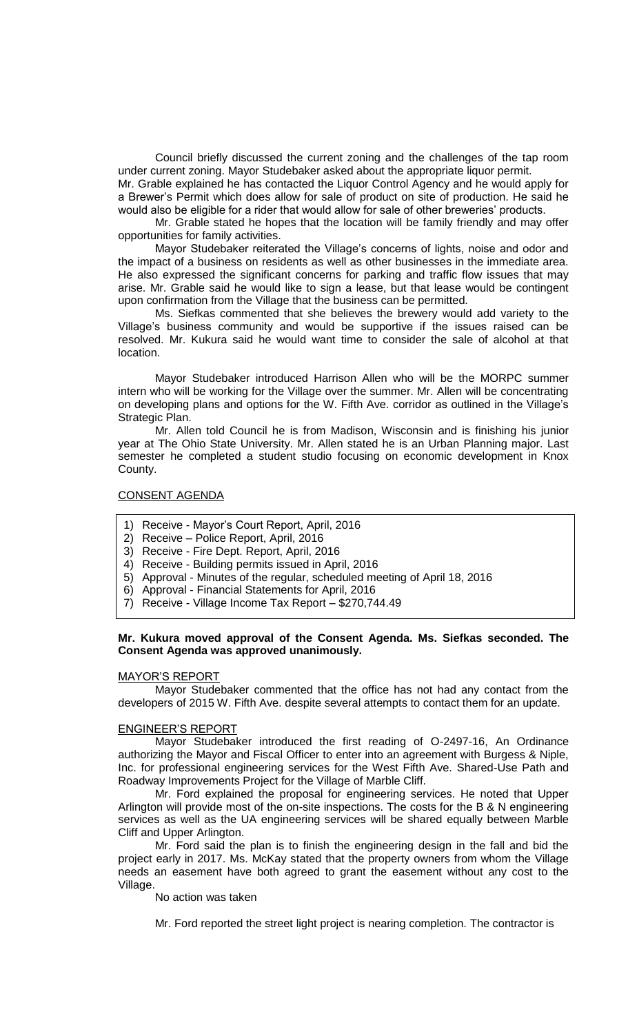Council briefly discussed the current zoning and the challenges of the tap room under current zoning. Mayor Studebaker asked about the appropriate liquor permit.

Mr. Grable explained he has contacted the Liquor Control Agency and he would apply for a Brewer's Permit which does allow for sale of product on site of production. He said he would also be eligible for a rider that would allow for sale of other breweries' products.

Mr. Grable stated he hopes that the location will be family friendly and may offer opportunities for family activities.

Mayor Studebaker reiterated the Village's concerns of lights, noise and odor and the impact of a business on residents as well as other businesses in the immediate area. He also expressed the significant concerns for parking and traffic flow issues that may arise. Mr. Grable said he would like to sign a lease, but that lease would be contingent upon confirmation from the Village that the business can be permitted.

Ms. Siefkas commented that she believes the brewery would add variety to the Village's business community and would be supportive if the issues raised can be resolved. Mr. Kukura said he would want time to consider the sale of alcohol at that location.

Mayor Studebaker introduced Harrison Allen who will be the MORPC summer intern who will be working for the Village over the summer. Mr. Allen will be concentrating on developing plans and options for the W. Fifth Ave. corridor as outlined in the Village's Strategic Plan.

Mr. Allen told Council he is from Madison, Wisconsin and is finishing his junior year at The Ohio State University. Mr. Allen stated he is an Urban Planning major. Last semester he completed a student studio focusing on economic development in Knox County.

## CONSENT AGENDA

1) Receive - Mayor's Court Report, April, 2016
2) Receive – Police Report, April, 2016
3) Receive - Fire Dept. Report, April, 2016
4) Receive - Building permits issued in April, 2016
5) Approval - Minutes of the regular, scheduled meeting of April 18, 2016
6) Approval - Financial Statements for April, 2016
7) Receive - Village Income Tax Report – $270,744.49

**Mr. Kukura moved approval of the Consent Agenda. Ms. Siefkas seconded. The Consent Agenda was approved unanimously.**

## MAYOR'S REPORT

Mayor Studebaker commented that the office has not had any contact from the developers of 2015 W. Fifth Ave. despite several attempts to contact them for an update.

## ENGINEER'S REPORT

Mayor Studebaker introduced the first reading of O-2497-16, An Ordinance authorizing the Mayor and Fiscal Officer to enter into an agreement with Burgess & Niple, Inc. for professional engineering services for the West Fifth Ave. Shared-Use Path and Roadway Improvements Project for the Village of Marble Cliff.

Mr. Ford explained the proposal for engineering services. He noted that Upper Arlington will provide most of the on-site inspections. The costs for the B & N engineering services as well as the UA engineering services will be shared equally between Marble Cliff and Upper Arlington.

Mr. Ford said the plan is to finish the engineering design in the fall and bid the project early in 2017. Ms. McKay stated that the property owners from whom the Village needs an easement have both agreed to grant the easement without any cost to the Village.

No action was taken

Mr. Ford reported the street light project is nearing completion. The contractor is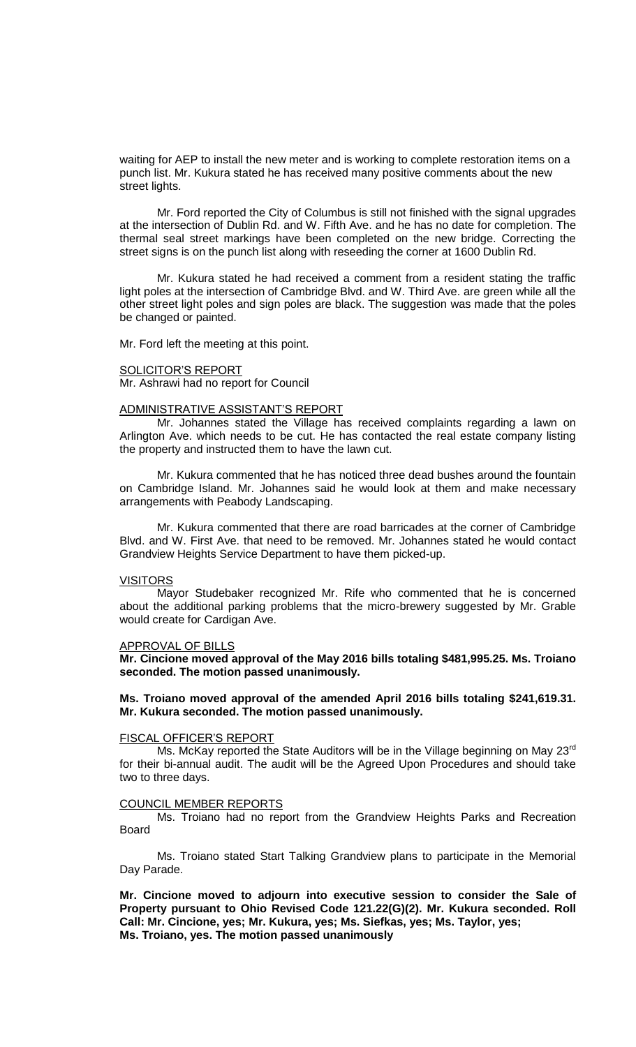waiting for AEP to install the new meter and is working to complete restoration items on a punch list. Mr. Kukura stated he has received many positive comments about the new street lights.

Mr. Ford reported the City of Columbus is still not finished with the signal upgrades at the intersection of Dublin Rd. and W. Fifth Ave. and he has no date for completion. The thermal seal street markings have been completed on the new bridge. Correcting the street signs is on the punch list along with reseeding the corner at 1600 Dublin Rd.

Mr. Kukura stated he had received a comment from a resident stating the traffic light poles at the intersection of Cambridge Blvd. and W. Third Ave. are green while all the other street light poles and sign poles are black. The suggestion was made that the poles be changed or painted.

Mr. Ford left the meeting at this point.

SOLICITOR'S REPORT

Mr. Ashrawi had no report for Council

ADMINISTRATIVE ASSISTANT'S REPORT

Mr. Johannes stated the Village has received complaints regarding a lawn on Arlington Ave. which needs to be cut. He has contacted the real estate company listing the property and instructed them to have the lawn cut.

Mr. Kukura commented that he has noticed three dead bushes around the fountain on Cambridge Island. Mr. Johannes said he would look at them and make necessary arrangements with Peabody Landscaping.

Mr. Kukura commented that there are road barricades at the corner of Cambridge Blvd. and W. First Ave. that need to be removed. Mr. Johannes stated he would contact Grandview Heights Service Department to have them picked-up.

VISITORS

Mayor Studebaker recognized Mr. Rife who commented that he is concerned about the additional parking problems that the micro-brewery suggested by Mr. Grable would create for Cardigan Ave.

APPROVAL OF BILLS

**Mr. Cincione moved approval of the May 2016 bills totaling $481,995.25. Ms. Troiano seconded. The motion passed unanimously.**

**Ms. Troiano moved approval of the amended April 2016 bills totaling $241,619.31. Mr. Kukura seconded. The motion passed unanimously.**

FISCAL OFFICER'S REPORT

Ms. McKay reported the State Auditors will be in the Village beginning on May 23rd for their bi-annual audit. The audit will be the Agreed Upon Procedures and should take two to three days.

COUNCIL MEMBER REPORTS

Ms. Troiano had no report from the Grandview Heights Parks and Recreation Board

Ms. Troiano stated Start Talking Grandview plans to participate in the Memorial Day Parade.

**Mr. Cincione moved to adjourn into executive session to consider the Sale of Property pursuant to Ohio Revised Code 121.22(G)(2). Mr. Kukura seconded. Roll Call: Mr. Cincione, yes; Mr. Kukura, yes; Ms. Siefkas, yes; Ms. Taylor, yes; Ms. Troiano, yes. The motion passed unanimously**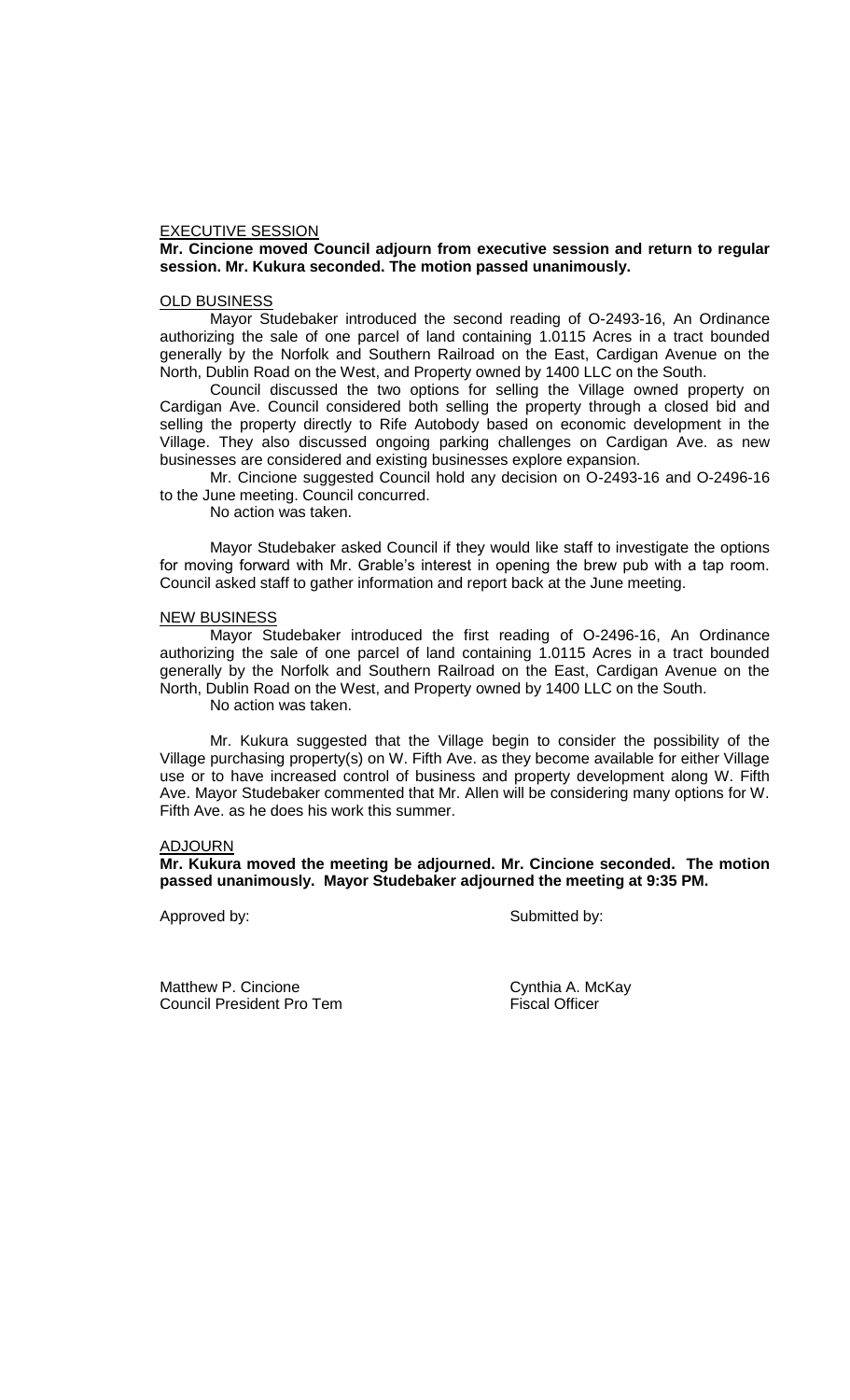<u>EXECUTIVE SESSION</u>

**Mr. Cincione moved Council adjourn from executive session and return to regular session. Mr. Kukura seconded. The motion passed unanimously.**

<u>OLD BUSINESS</u>

Mayor Studebaker introduced the second reading of O-2493-16, An Ordinance authorizing the sale of one parcel of land containing 1.0115 Acres in a tract bounded generally by the Norfolk and Southern Railroad on the East, Cardigan Avenue on the North, Dublin Road on the West, and Property owned by 1400 LLC on the South.

Council discussed the two options for selling the Village owned property on Cardigan Ave. Council considered both selling the property through a closed bid and selling the property directly to Rife Autobody based on economic development in the Village. They also discussed ongoing parking challenges on Cardigan Ave. as new businesses are considered and existing businesses explore expansion.

Mr. Cincione suggested Council hold any decision on O-2493-16 and O-2496-16 to the June meeting. Council concurred.

No action was taken.

Mayor Studebaker asked Council if they would like staff to investigate the options for moving forward with Mr. Grable's interest in opening the brew pub with a tap room. Council asked staff to gather information and report back at the June meeting.

<u>NEW BUSINESS</u>

Mayor Studebaker introduced the first reading of O-2496-16, An Ordinance authorizing the sale of one parcel of land containing 1.0115 Acres in a tract bounded generally by the Norfolk and Southern Railroad on the East, Cardigan Avenue on the North, Dublin Road on the West, and Property owned by 1400 LLC on the South.

No action was taken.

Mr. Kukura suggested that the Village begin to consider the possibility of the Village purchasing property(s) on W. Fifth Ave. as they become available for either Village use or to have increased control of business and property development along W. Fifth Ave. Mayor Studebaker commented that Mr. Allen will be considering many options for W. Fifth Ave. as he does his work this summer.

<u>ADJOURN</u>

**Mr. Kukura moved the meeting be adjourned. Mr. Cincione seconded. The motion passed unanimously. Mayor Studebaker adjourned the meeting at 9:35 PM.**

Approved by: Submitted by:

Matthew P. Cincione
Council President Pro Tem

Cynthia A. McKay
Fiscal Officer